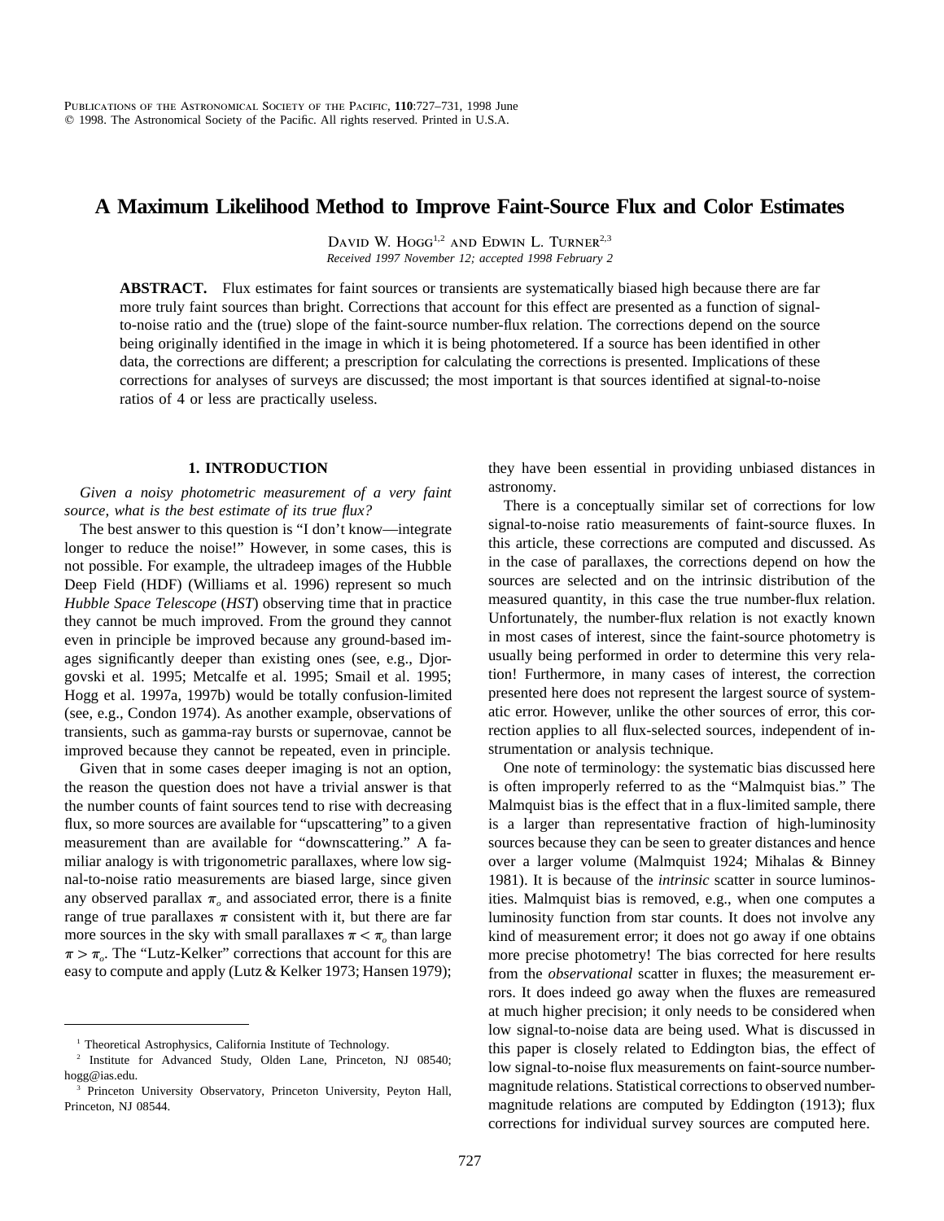# A Maximum Likelihood Method to Improve Faint-Source Flux and Color Estimates

David W. Hogg[1,2] and Edwin L. Turner[2,3]

*Received 1997 November 12; accepted 1998 February 2*

**ABSTRACT.** Flux estimates for faint sources or transients are systematically biased high because there are far more truly faint sources than bright. Corrections that account for this effect are presented as a function of signal-to-noise ratio and the (true) slope of the faint-source number-flux relation. The corrections depend on the source being originally identified in the image in which it is being photometered. If a source has been identified in other data, the corrections are different; a prescription for calculating the corrections is presented. Implications of these corrections for analyses of surveys are discussed; the most important is that sources identified at signal-to-noise ratios of 4 or less are practically useless.

## 1. INTRODUCTION

*Given a noisy photometric measurement of a very faint source, what is the best estimate of its true flux?*

The best answer to this question is "I don't know—integrate longer to reduce the noise!" However, in some cases, this is not possible. For example, the ultradeep images of the Hubble Deep Field (HDF) (Williams et al. 1996) represent so much *Hubble Space Telescope* (*HST*) observing time that in practice they cannot be much improved. From the ground they cannot even in principle be improved because any ground-based images significantly deeper than existing ones (see, e.g., Djorgovski et al. 1995; Metcalfe et al. 1995; Smail et al. 1995; Hogg et al. 1997a, 1997b) would be totally confusion-limited (see, e.g., Condon 1974). As another example, observations of transients, such as gamma-ray bursts or supernovae, cannot be improved because they cannot be repeated, even in principle.

Given that in some cases deeper imaging is not an option, the reason the question does not have a trivial answer is that the number counts of faint sources tend to rise with decreasing flux, so more sources are available for "upscattering" to a given measurement than are available for "downscattering." A familiar analogy is with trigonometric parallaxes, where low signal-to-noise ratio measurements are biased large, since given any observed parallax $\pi_o$ and associated error, there is a finite range of true parallaxes $\pi$ consistent with it, but there are far more sources in the sky with small parallaxes $\pi < \pi_o$ than large $\pi > \pi_o$. The "Lutz-Kelker" corrections that account for this are easy to compute and apply (Lutz & Kelker 1973; Hansen 1979); they have been essential in providing unbiased distances in astronomy.

There is a conceptually similar set of corrections for low signal-to-noise ratio measurements of faint-source fluxes. In this article, these corrections are computed and discussed. As in the case of parallaxes, the corrections depend on how the sources are selected and on the intrinsic distribution of the measured quantity, in this case the true number-flux relation. Unfortunately, the number-flux relation is not exactly known in most cases of interest, since the faint-source photometry is usually being performed in order to determine this very relation! Furthermore, in many cases of interest, the correction presented here does not represent the largest source of systematic error. However, unlike the other sources of error, this correction applies to all flux-selected sources, independent of instrumentation or analysis technique.

One note of terminology: the systematic bias discussed here is often improperly referred to as the "Malmquist bias." The Malmquist bias is the effect that in a flux-limited sample, there is a larger than representative fraction of high-luminosity sources because they can be seen to greater distances and hence over a larger volume (Malmquist 1924; Mihalas & Binney 1981). It is because of the *intrinsic* scatter in source luminosities. Malmquist bias is removed, e.g., when one computes a luminosity function from star counts. It does not involve any kind of measurement error; it does not go away if one obtains more precise photometry! The bias corrected for here results from the *observational* scatter in fluxes; the measurement errors. It does indeed go away when the fluxes are remeasured at much higher precision; it only needs to be considered when low signal-to-noise data are being used. What is discussed in this paper is closely related to Eddington bias, the effect of low signal-to-noise flux measurements on faint-source number-magnitude relations. Statistical corrections to observed number-magnitude relations are computed by Eddington (1913); flux corrections for individual survey sources are computed here.

---

[1] Theoretical Astrophysics, California Institute of Technology.

[2] Institute for Advanced Study, Olden Lane, Princeton, NJ 08540; hogg@ias.edu.

[3] Princeton University Observatory, Princeton University, Peyton Hall, Princeton, NJ 08544.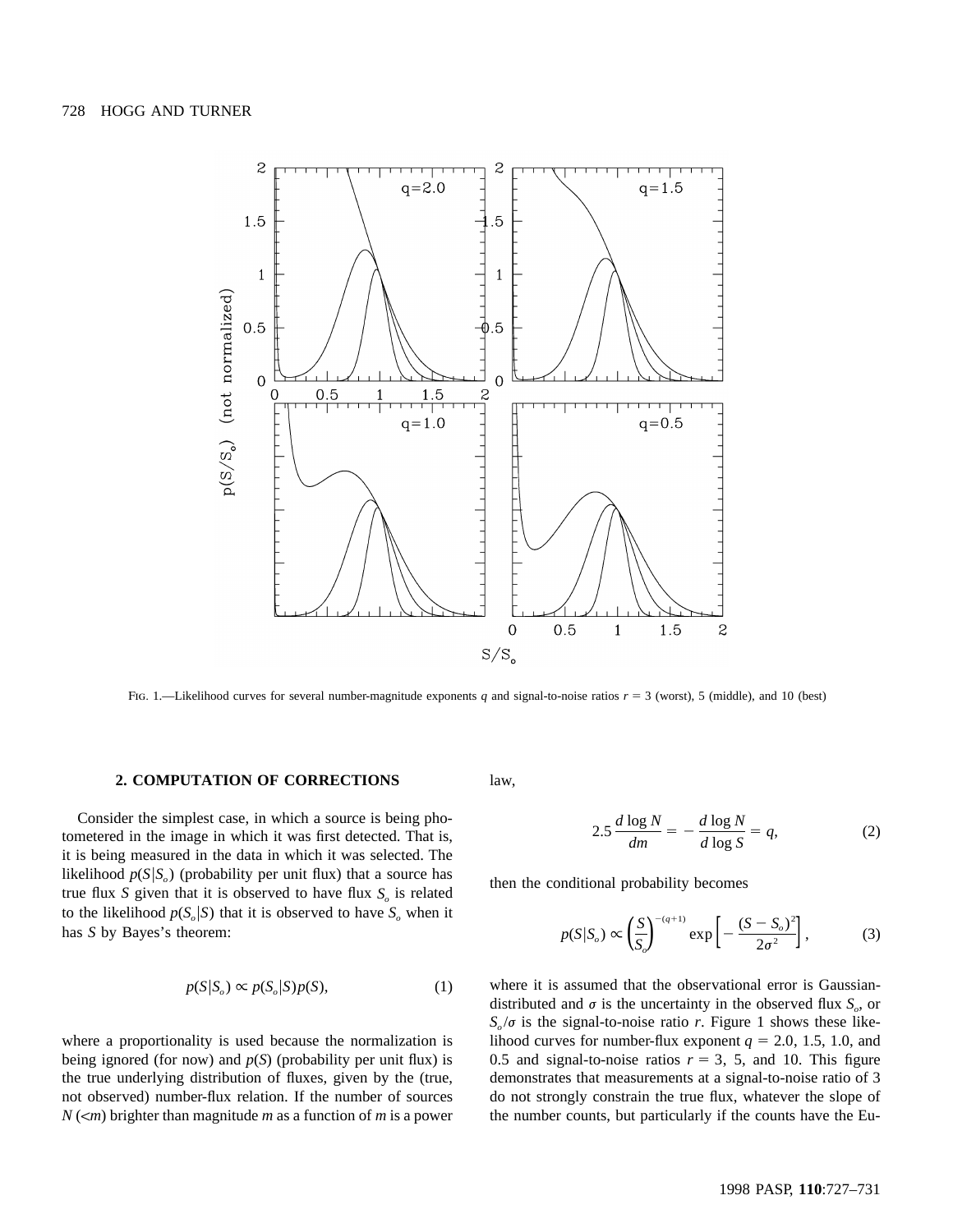FIG. 1.—Likelihood curves for several number-magnitude exponents $q$ and signal-to-noise ratios $r = 3$ (worst), 5 (middle), and 10 (best)

## 2. COMPUTATION OF CORRECTIONS

Consider the simplest case, in which a source is being photometered in the image in which it was first detected. That is, it is being measured in the data in which it was selected. The likelihood $p(S|S_o)$ (probability per unit flux) that a source has true flux $S$ given that it is observed to have flux $S_o$ is related to the likelihood $p(S_o|S)$ that it is observed to have $S_o$ when it has $S$ by Bayes's theorem:

$$p(S|S_o) \propto p(S_o|S)p(S), \tag{1}$$

where a proportionality is used because the normalization is being ignored (for now) and $p(S)$ (probability per unit flux) is the true underlying distribution of fluxes, given by the (true, not observed) number-flux relation. If the number of sources $N\,(<m)$ brighter than magnitude $m$ as a function of $m$ is a power law,

$$2.5\,\frac{d \log N}{dm} = -\frac{d \log N}{d \log S} = q, \tag{2}$$

then the conditional probability becomes

$$p(S|S_o) \propto \left(\frac{S}{S_o}\right)^{-(q+1)} \exp\left[-\frac{(S - S_o)^2}{2\sigma^2}\right], \tag{3}$$

where it is assumed that the observational error is Gaussian-distributed and $\sigma$ is the uncertainty in the observed flux $S_o$, or $S_o/\sigma$ is the signal-to-noise ratio $r$. Figure 1 shows these likelihood curves for number-flux exponent $q = 2.0$, 1.5, 1.0, and 0.5 and signal-to-noise ratios $r = 3$, 5, and 10. This figure demonstrates that measurements at a signal-to-noise ratio of 3 do not strongly constrain the true flux, whatever the slope of the number counts, but particularly if the counts have the Eu-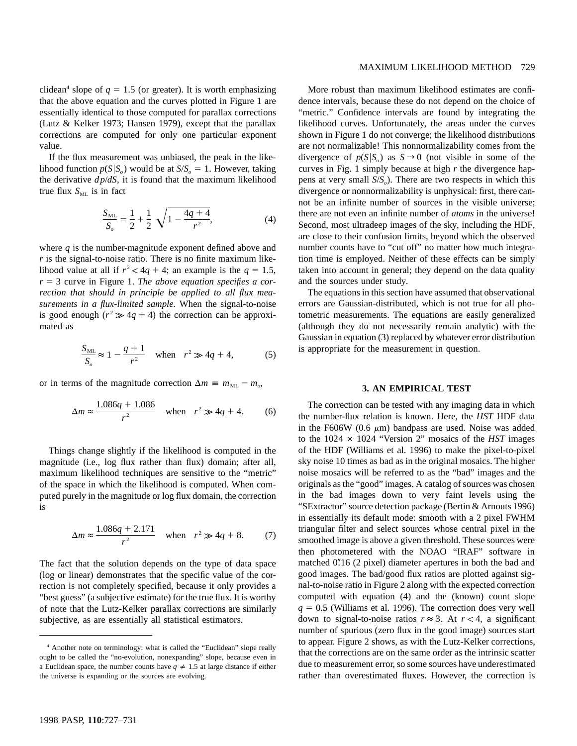clidean[4] slope of $q = 1.5$ (or greater). It is worth emphasizing that the above equation and the curves plotted in Figure 1 are essentially identical to those computed for parallax corrections (Lutz & Kelker 1973; Hansen 1979), except that the parallax corrections are computed for only one particular exponent value.

If the flux measurement was unbiased, the peak in the likelihood function $p(S|S_o)$ would be at $S/S_o = 1$. However, taking the derivative $dp/dS$, it is found that the maximum likelihood true flux $S_{\rm ML}$ is in fact

$$\frac{S_{\rm ML}}{S_o} = \frac{1}{2} + \frac{1}{2}\sqrt{1 - \frac{4q+4}{r^2}}, \tag{4}$$

where $q$ is the number-magnitude exponent defined above and $r$ is the signal-to-noise ratio. There is no finite maximum likelihood value at all if $r^2 < 4q + 4$; an example is the $q = 1.5$, $r = 3$ curve in Figure 1. *The above equation specifies a correction that should in principle be applied to all flux measurements in a flux-limited sample.* When the signal-to-noise is good enough ($r^2 \gg 4q + 4$) the correction can be approximated as

$$\frac{S_{\rm ML}}{S_o} \approx 1 - \frac{q+1}{r^2} \quad \text{when} \quad r^2 \gg 4q+4, \tag{5}$$

or in terms of the magnitude correction $\Delta m \equiv m_{\rm ML} - m_o$,

$$\Delta m \approx \frac{1.086q + 1.086}{r^2} \quad \text{when} \quad r^2 \gg 4q + 4. \tag{6}$$

Things change slightly if the likelihood is computed in the magnitude (i.e., log flux rather than flux) domain; after all, maximum likelihood techniques are sensitive to the "metric" of the space in which the likelihood is computed. When computed purely in the magnitude or log flux domain, the correction is

$$\Delta m \approx \frac{1.086q + 2.171}{r^2} \quad \text{when} \quad r^2 \gg 4q + 8. \tag{7}$$

The fact that the solution depends on the type of data space (log or linear) demonstrates that the specific value of the correction is not completely specified, because it only provides a "best guess" (a subjective estimate) for the true flux. It is worthy of note that the Lutz-Kelker parallax corrections are similarly subjective, as are essentially all statistical estimators.

[4] Another note on terminology: what is called the "Euclidean" slope really ought to be called the "no-evolution, nonexpanding" slope, because even in a Euclidean space, the number counts have $q \neq 1.5$ at large distance if either the universe is expanding or the sources are evolving.

More robust than maximum likelihood estimates are confidence intervals, because these do not depend on the choice of "metric." Confidence intervals are found by integrating the likelihood curves. Unfortunately, the areas under the curves shown in Figure 1 do not converge; the likelihood distributions are not normalizable! This nonnormalizability comes from the divergence of $p(S|S_o)$ as $S \rightarrow 0$ (not visible in some of the curves in Fig. 1 simply because at high $r$ the divergence happens at very small $S/S_o$). There are two respects in which this divergence or nonnormalizability is unphysical: first, there cannot be an infinite number of sources in the visible universe; there are not even an infinite number of *atoms* in the universe! Second, most ultradeep images of the sky, including the HDF, are close to their confusion limits, beyond which the observed number counts have to "cut off" no matter how much integration time is employed. Neither of these effects can be simply taken into account in general; they depend on the data quality and the sources under study.

The equations in this section have assumed that observational errors are Gaussian-distributed, which is not true for all photometric measurements. The equations are easily generalized (although they do not necessarily remain analytic) with the Gaussian in equation (3) replaced by whatever error distribution is appropriate for the measurement in question.

## 3. AN EMPIRICAL TEST

The correction can be tested with any imaging data in which the number-flux relation is known. Here, the *HST* HDF data in the F606W (0.6 $\mu$m) bandpass are used. Noise was added to the $1024 \times 1024$ "Version 2" mosaics of the *HST* images of the HDF (Williams et al. 1996) to make the pixel-to-pixel sky noise 10 times as bad as in the original mosaics. The higher noise mosaics will be referred to as the "bad" images and the originals as the "good" images. A catalog of sources was chosen in the bad images down to very faint levels using the "SExtractor" source detection package (Bertin & Arnouts 1996) in essentially its default mode: smooth with a 2 pixel FWHM triangular filter and select sources whose central pixel in the smoothed image is above a given threshold. These sources were then photometered with the NOAO "IRAF" software in matched 0".16 (2 pixel) diameter apertures in both the bad and good images. The bad/good flux ratios are plotted against signal-to-noise ratio in Figure 2 along with the expected correction computed with equation (4) and the (known) count slope $q = 0.5$ (Williams et al. 1996). The correction does very well down to signal-to-noise ratios $r \approx 3$. At $r < 4$, a significant number of spurious (zero flux in the good image) sources start to appear. Figure 2 shows, as with the Lutz-Kelker corrections, that the corrections are on the same order as the intrinsic scatter due to measurement error, so some sources have underestimated rather than overestimated fluxes. However, the correction is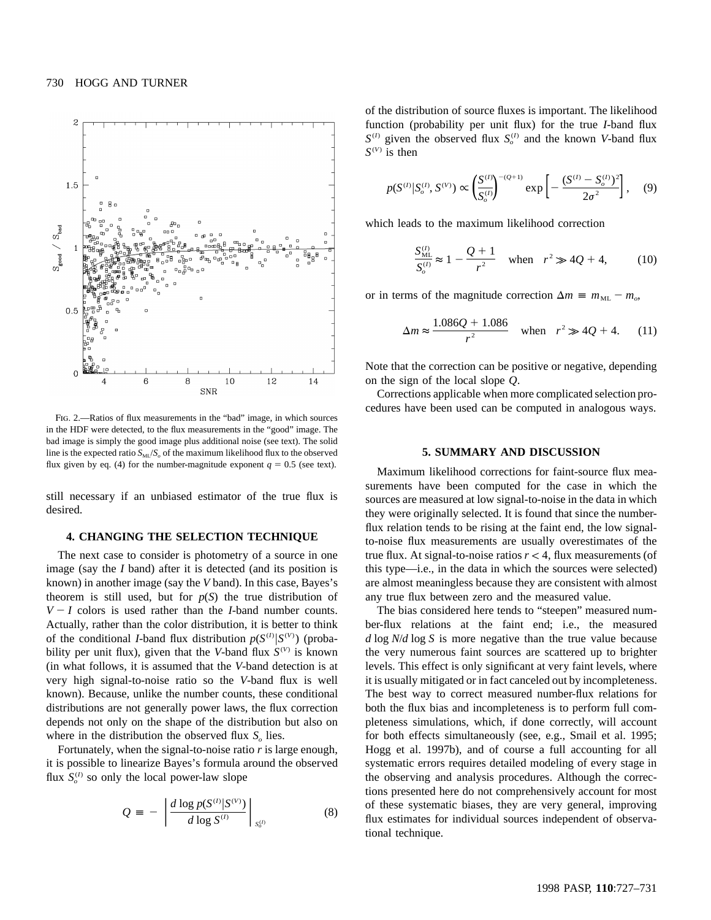FIG. 2.—Ratios of flux measurements in the "bad" image, in which sources in the HDF were detected, to the flux measurements in the "good" image. The bad image is simply the good image plus additional noise (see text). The solid line is the expected ratio $S_{\rm ML}/S_o$ of the maximum likelihood flux to the observed flux given by eq. (4) for the number-magnitude exponent $q = 0.5$ (see text).

still necessary if an unbiased estimator of the true flux is desired.

## 4. CHANGING THE SELECTION TECHNIQUE

The next case to consider is photometry of a source in one image (say the $I$ band) after it is detected (and its position is known) in another image (say the $V$ band). In this case, Bayes's theorem is still used, but for $p(S)$ the true distribution of $V - I$ colors is used rather than the $I$-band number counts. Actually, rather than the color distribution, it is better to think of the conditional $I$-band flux distribution $p(S^{(I)}|S^{(V)})$ (probability per unit flux), given that the $V$-band flux $S^{(V)}$ is known (in what follows, it is assumed that the $V$-band detection is at very high signal-to-noise ratio so the $V$-band flux is well known). Because, unlike the number counts, these conditional distributions are not generally power laws, the flux correction depends not only on the shape of the distribution but also on where in the distribution the observed flux $S_o$ lies.

Fortunately, when the signal-to-noise ratio $r$ is large enough, it is possible to linearize Bayes's formula around the observed flux $S_o^{(I)}$ so only the local power-law slope

$$Q \equiv - \left. \frac{d \log p(S^{(I)}|S^{(V)})}{d \log S^{(I)}} \right|_{S_o^{(I)}} \tag{8}$$

of the distribution of source fluxes is important. The likelihood function (probability per unit flux) for the true $I$-band flux $S^{(I)}$ given the observed flux $S_o^{(I)}$ and the known $V$-band flux $S^{(V)}$ is then

$$p(S^{(I)}|S_o^{(I)}, S^{(V)}) \propto \left( \frac{S^{(I)}}{S_o^{(I)}} \right)^{-(Q+1)} \exp \left[ - \frac{(S^{(I)} - S_o^{(I)})^2}{2\sigma^2} \right], \tag{9}$$

which leads to the maximum likelihood correction

$$\frac{S_{\rm ML}^{(I)}}{S_o^{(I)}} \approx 1 - \frac{Q+1}{r^2} \quad \text{when} \quad r^2 \gg 4Q + 4, \tag{10}$$

or in terms of the magnitude correction $\Delta m \equiv m_{\rm ML} - m_o$,

$$\Delta m \approx \frac{1.086Q + 1.086}{r^2} \quad \text{when} \quad r^2 \gg 4Q + 4. \tag{11}$$

Note that the correction can be positive or negative, depending on the sign of the local slope $Q$.

Corrections applicable when more complicated selection procedures have been used can be computed in analogous ways.

## 5. SUMMARY AND DISCUSSION

Maximum likelihood corrections for faint-source flux measurements have been computed for the case in which the sources are measured at low signal-to-noise in the data in which they were originally selected. It is found that since the number-flux relation tends to be rising at the faint end, the low signal-to-noise flux measurements are usually overestimates of the true flux. At signal-to-noise ratios $r < 4$, flux measurements (of this type—i.e., in the data in which the sources were selected) are almost meaningless because they are consistent with almost any true flux between zero and the measured value.

The bias considered here tends to "steepen" measured number-flux relations at the faint end; i.e., the measured $d \log N/d \log S$ is more negative than the true value because the very numerous faint sources are scattered up to brighter levels. This effect is only significant at very faint levels, where it is usually mitigated or in fact canceled out by incompleteness. The best way to correct measured number-flux relations for both the flux bias and incompleteness is to perform full completeness simulations, which, if done correctly, will account for both effects simultaneously (see, e.g., Smail et al. 1995; Hogg et al. 1997b), and of course a full accounting for all systematic errors requires detailed modeling of every stage in the observing and analysis procedures. Although the corrections presented here do not comprehensively account for most of these systematic biases, they are very general, improving flux estimates for individual sources independent of observational technique.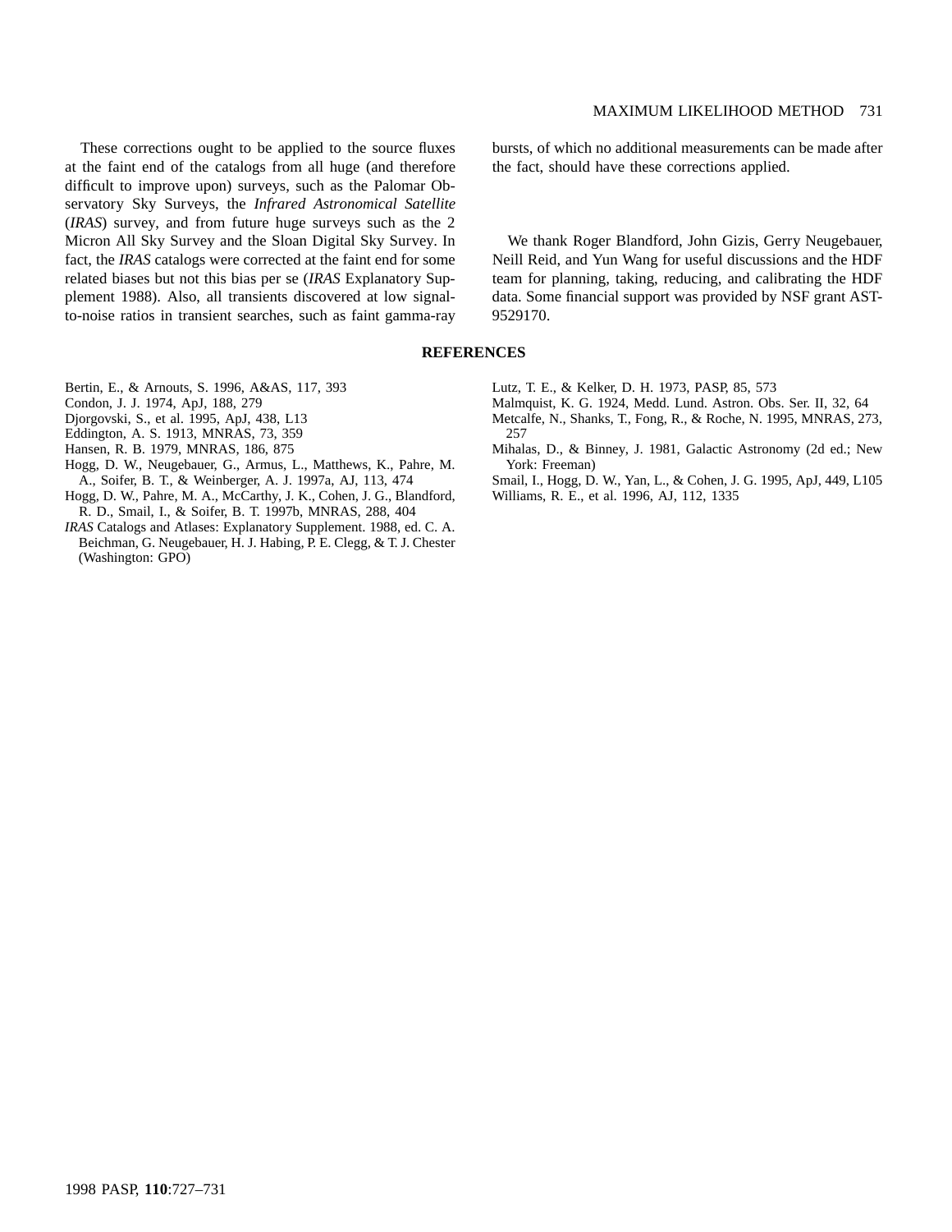These corrections ought to be applied to the source fluxes at the faint end of the catalogs from all huge (and therefore difficult to improve upon) surveys, such as the Palomar Observatory Sky Surveys, the *Infrared Astronomical Satellite* (*IRAS*) survey, and from future huge surveys such as the 2 Micron All Sky Survey and the Sloan Digital Sky Survey. In fact, the *IRAS* catalogs were corrected at the faint end for some related biases but not this bias per se (*IRAS* Explanatory Supplement 1988). Also, all transients discovered at low signal-to-noise ratios in transient searches, such as faint gamma-ray bursts, of which no additional measurements can be made after the fact, should have these corrections applied.

We thank Roger Blandford, John Gizis, Gerry Neugebauer, Neill Reid, and Yun Wang for useful discussions and the HDF team for planning, taking, reducing, and calibrating the HDF data. Some financial support was provided by NSF grant AST-9529170.

## REFERENCES

Bertin, E., & Arnouts, S. 1996, A&AS, 117, 393
Condon, J. J. 1974, ApJ, 188, 279
Djorgovski, S., et al. 1995, ApJ, 438, L13
Eddington, A. S. 1913, MNRAS, 73, 359
Hansen, R. B. 1979, MNRAS, 186, 875
Hogg, D. W., Neugebauer, G., Armus, L., Matthews, K., Pahre, M. A., Soifer, B. T., & Weinberger, A. J. 1997a, AJ, 113, 474
Hogg, D. W., Pahre, M. A., McCarthy, J. K., Cohen, J. G., Blandford, R. D., Smail, I., & Soifer, B. T. 1997b, MNRAS, 288, 404
*IRAS* Catalogs and Atlases: Explanatory Supplement. 1988, ed. C. A. Beichman, G. Neugebauer, H. J. Habing, P. E. Clegg, & T. J. Chester (Washington: GPO)
Lutz, T. E., & Kelker, D. H. 1973, PASP, 85, 573
Malmquist, K. G. 1924, Medd. Lund. Astron. Obs. Ser. II, 32, 64
Metcalfe, N., Shanks, T., Fong, R., & Roche, N. 1995, MNRAS, 273, 257
Mihalas, D., & Binney, J. 1981, Galactic Astronomy (2d ed.; New York: Freeman)
Smail, I., Hogg, D. W., Yan, L., & Cohen, J. G. 1995, ApJ, 449, L105
Williams, R. E., et al. 1996, AJ, 112, 1335